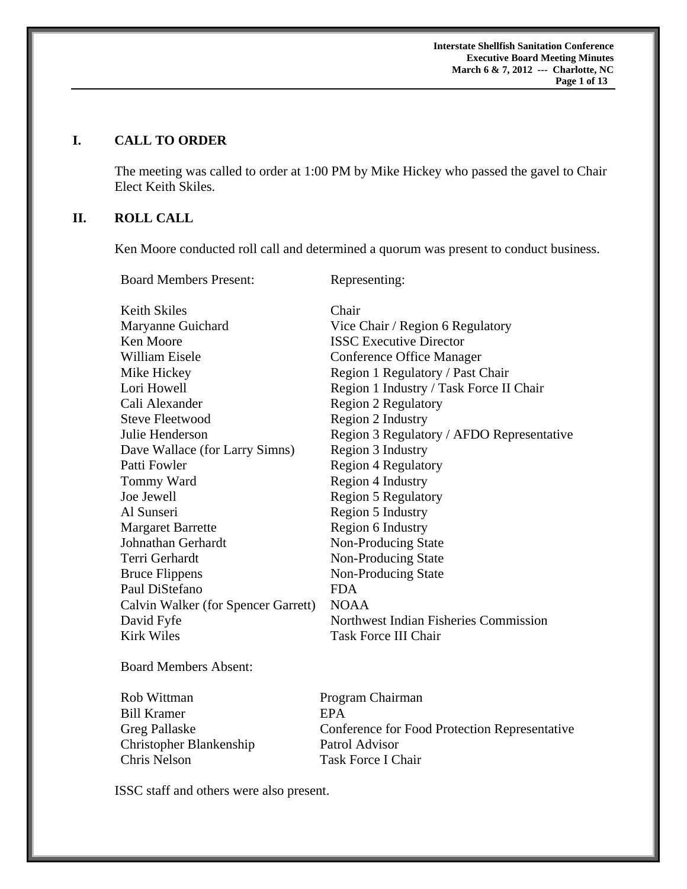## I. CALL TO ORDER

The meeting was called to order at 1:00 PM by Mike Hickey who passed the gavel to Chair Elect Keith Skiles.

## II. ROLL CALL

Ken Moore conducted roll call and determined a quorum was present to conduct business.

| Board Members Present: | Representing: |
|---|---|
| Keith Skiles | Chair |
| Maryanne Guichard | Vice Chair / Region 6 Regulatory |
| Ken Moore | ISSC Executive Director |
| William Eisele | Conference Office Manager |
| Mike Hickey | Region 1 Regulatory / Past Chair |
| Lori Howell | Region 1 Industry / Task Force II Chair |
| Cali Alexander | Region 2 Regulatory |
| Steve Fleetwood | Region 2 Industry |
| Julie Henderson | Region 3 Regulatory / AFDO Representative |
| Dave Wallace (for Larry Simns) | Region 3 Industry |
| Patti Fowler | Region 4 Regulatory |
| Tommy Ward | Region 4 Industry |
| Joe Jewell | Region 5 Regulatory |
| Al Sunseri | Region 5 Industry |
| Margaret Barrette | Region 6 Industry |
| Johnathan Gerhardt | Non-Producing State |
| Terri Gerhardt | Non-Producing State |
| Bruce Flippens | Non-Producing State |
| Paul DiStefano | FDA |
| Calvin Walker (for Spencer Garrett) | NOAA |
| David Fyfe | Northwest Indian Fisheries Commission |
| Kirk Wiles | Task Force III Chair |

Board Members Absent:

| | |
|---|---|
| Rob Wittman | Program Chairman |
| Bill Kramer | EPA |
| Greg Pallaske | Conference for Food Protection Representative |
| Christopher Blankenship | Patrol Advisor |
| Chris Nelson | Task Force I Chair |

ISSC staff and others were also present.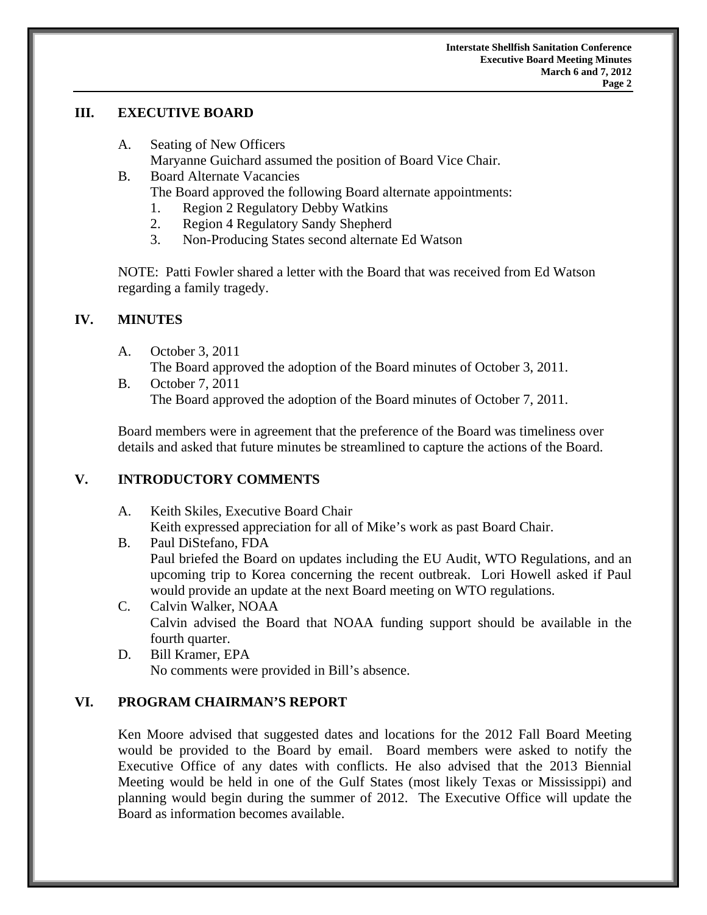## III. EXECUTIVE BOARD

A. Seating of New Officers
   Maryanne Guichard assumed the position of Board Vice Chair.

B. Board Alternate Vacancies
   The Board approved the following Board alternate appointments:
   1. Region 2 Regulatory Debby Watkins
   2. Region 4 Regulatory Sandy Shepherd
   3. Non-Producing States second alternate Ed Watson

NOTE: Patti Fowler shared a letter with the Board that was received from Ed Watson regarding a family tragedy.

## IV. MINUTES

A. October 3, 2011
   The Board approved the adoption of the Board minutes of October 3, 2011.

B. October 7, 2011
   The Board approved the adoption of the Board minutes of October 7, 2011.

Board members were in agreement that the preference of the Board was timeliness over details and asked that future minutes be streamlined to capture the actions of the Board.

## V. INTRODUCTORY COMMENTS

A. Keith Skiles, Executive Board Chair
   Keith expressed appreciation for all of Mike's work as past Board Chair.

B. Paul DiStefano, FDA
   Paul briefed the Board on updates including the EU Audit, WTO Regulations, and an upcoming trip to Korea concerning the recent outbreak. Lori Howell asked if Paul would provide an update at the next Board meeting on WTO regulations.

C. Calvin Walker, NOAA
   Calvin advised the Board that NOAA funding support should be available in the fourth quarter.

D. Bill Kramer, EPA
   No comments were provided in Bill's absence.

## VI. PROGRAM CHAIRMAN'S REPORT

Ken Moore advised that suggested dates and locations for the 2012 Fall Board Meeting would be provided to the Board by email. Board members were asked to notify the Executive Office of any dates with conflicts. He also advised that the 2013 Biennial Meeting would be held in one of the Gulf States (most likely Texas or Mississippi) and planning would begin during the summer of 2012. The Executive Office will update the Board as information becomes available.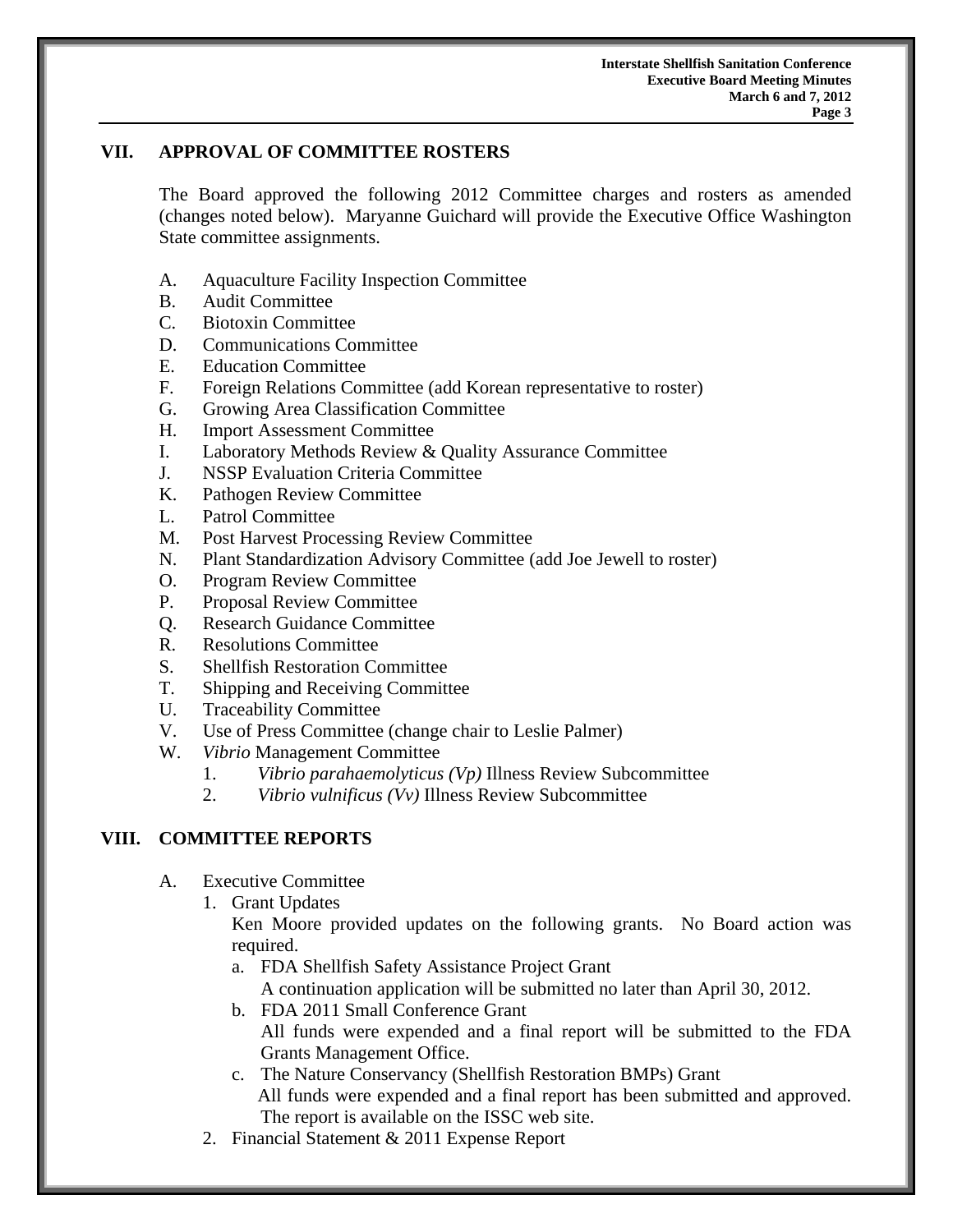## VII. APPROVAL OF COMMITTEE ROSTERS

The Board approved the following 2012 Committee charges and rosters as amended (changes noted below). Maryanne Guichard will provide the Executive Office Washington State committee assignments.

A. Aquaculture Facility Inspection Committee
B. Audit Committee
C. Biotoxin Committee
D. Communications Committee
E. Education Committee
F. Foreign Relations Committee (add Korean representative to roster)
G. Growing Area Classification Committee
H. Import Assessment Committee
I. Laboratory Methods Review & Quality Assurance Committee
J. NSSP Evaluation Criteria Committee
K. Pathogen Review Committee
L. Patrol Committee
M. Post Harvest Processing Review Committee
N. Plant Standardization Advisory Committee (add Joe Jewell to roster)
O. Program Review Committee
P. Proposal Review Committee
Q. Research Guidance Committee
R. Resolutions Committee
S. Shellfish Restoration Committee
T. Shipping and Receiving Committee
U. Traceability Committee
V. Use of Press Committee (change chair to Leslie Palmer)
W. *Vibrio* Management Committee
   1. *Vibrio parahaemolyticus (Vp)* Illness Review Subcommittee
   2. *Vibrio vulnificus (Vv)* Illness Review Subcommittee

## VIII. COMMITTEE REPORTS

A. Executive Committee
   1. Grant Updates
      Ken Moore provided updates on the following grants. No Board action was required.
      a. FDA Shellfish Safety Assistance Project Grant
         A continuation application will be submitted no later than April 30, 2012.
      b. FDA 2011 Small Conference Grant
         All funds were expended and a final report will be submitted to the FDA Grants Management Office.
      c. The Nature Conservancy (Shellfish Restoration BMPs) Grant
         All funds were expended and a final report has been submitted and approved. The report is available on the ISSC web site.
   2. Financial Statement & 2011 Expense Report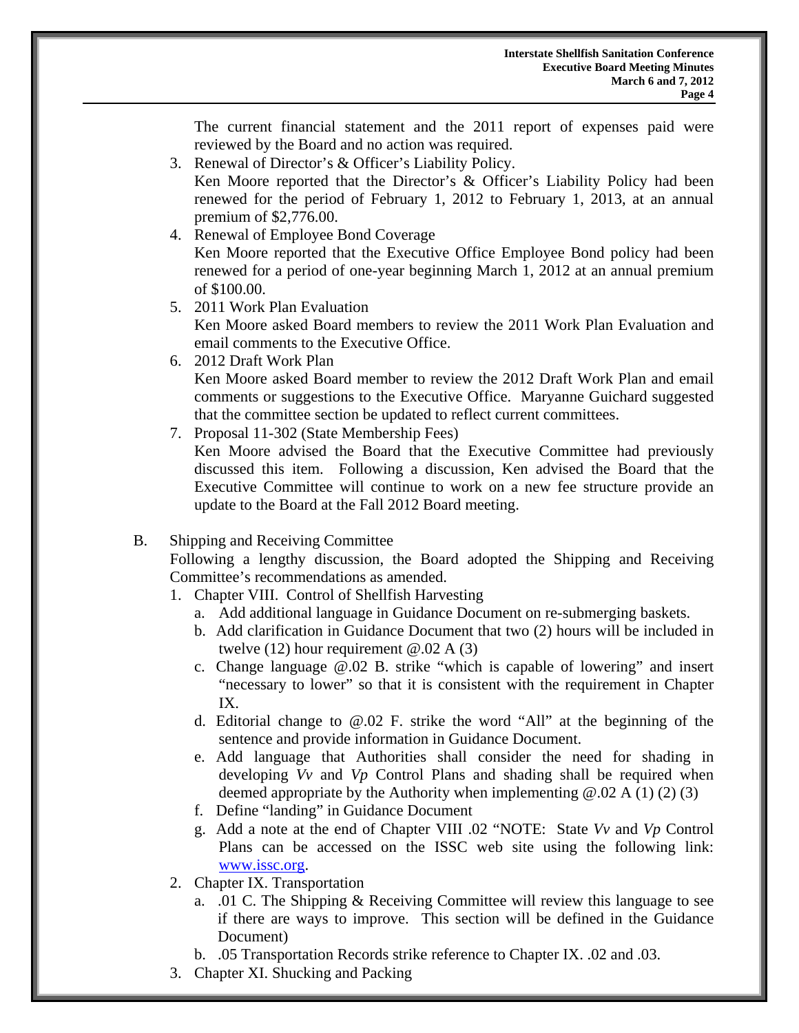The current financial statement and the 2011 report of expenses paid were reviewed by the Board and no action was required.

3. Renewal of Director's & Officer's Liability Policy.
   Ken Moore reported that the Director's & Officer's Liability Policy had been renewed for the period of February 1, 2012 to February 1, 2013, at an annual premium of $2,776.00.
4. Renewal of Employee Bond Coverage
   Ken Moore reported that the Executive Office Employee Bond policy had been renewed for a period of one-year beginning March 1, 2012 at an annual premium of $100.00.
5. 2011 Work Plan Evaluation
   Ken Moore asked Board members to review the 2011 Work Plan Evaluation and email comments to the Executive Office.
6. 2012 Draft Work Plan
   Ken Moore asked Board member to review the 2012 Draft Work Plan and email comments or suggestions to the Executive Office. Maryanne Guichard suggested that the committee section be updated to reflect current committees.
7. Proposal 11-302 (State Membership Fees)
   Ken Moore advised the Board that the Executive Committee had previously discussed this item. Following a discussion, Ken advised the Board that the Executive Committee will continue to work on a new fee structure provide an update to the Board at the Fall 2012 Board meeting.

B. Shipping and Receiving Committee

Following a lengthy discussion, the Board adopted the Shipping and Receiving Committee's recommendations as amended.

1. Chapter VIII. Control of Shellfish Harvesting
   a. Add additional language in Guidance Document on re-submerging baskets.
   b. Add clarification in Guidance Document that two (2) hours will be included in twelve (12) hour requirement @.02 A (3)
   c. Change language @.02 B. strike "which is capable of lowering" and insert "necessary to lower" so that it is consistent with the requirement in Chapter IX.
   d. Editorial change to @.02 F. strike the word "All" at the beginning of the sentence and provide information in Guidance Document.
   e. Add language that Authorities shall consider the need for shading in developing *Vv* and *Vp* Control Plans and shading shall be required when deemed appropriate by the Authority when implementing @.02 A (1) (2) (3)
   f. Define "landing" in Guidance Document
   g. Add a note at the end of Chapter VIII .02 "NOTE: State *Vv* and *Vp* Control Plans can be accessed on the ISSC web site using the following link: www.issc.org.
2. Chapter IX. Transportation
   a. .01 C. The Shipping & Receiving Committee will review this language to see if there are ways to improve. This section will be defined in the Guidance Document)
   b. .05 Transportation Records strike reference to Chapter IX. .02 and .03.
3. Chapter XI. Shucking and Packing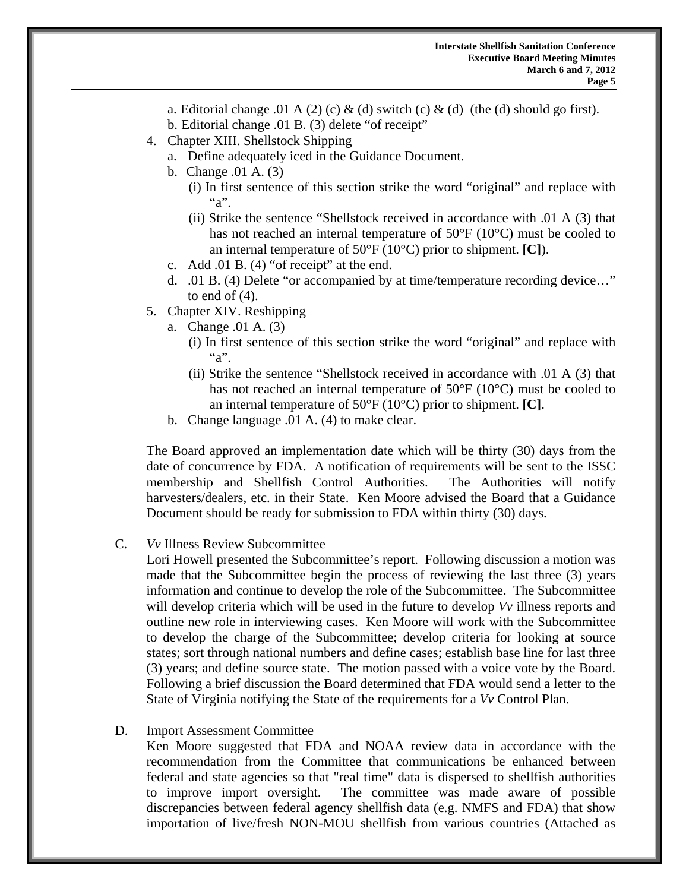a. Editorial change .01 A (2) (c) & (d) switch (c) & (d) (the (d) should go first).
b. Editorial change .01 B. (3) delete "of receipt"

4. Chapter XIII. Shellstock Shipping
   a. Define adequately iced in the Guidance Document.
   b. Change .01 A. (3)
      (i) In first sentence of this section strike the word "original" and replace with "a".
      (ii) Strike the sentence "Shellstock received in accordance with .01 A (3) that has not reached an internal temperature of 50°F (10°C) must be cooled to an internal temperature of 50°F (10°C) prior to shipment. **[C]**).
   c. Add .01 B. (4) "of receipt" at the end.
   d. .01 B. (4) Delete "or accompanied by at time/temperature recording device…" to end of (4).
5. Chapter XIV. Reshipping
   a. Change .01 A. (3)
      (i) In first sentence of this section strike the word "original" and replace with "a".
      (ii) Strike the sentence "Shellstock received in accordance with .01 A (3) that has not reached an internal temperature of 50°F (10°C) must be cooled to an internal temperature of 50°F (10°C) prior to shipment. **[C]**.
   b. Change language .01 A. (4) to make clear.

The Board approved an implementation date which will be thirty (30) days from the date of concurrence by FDA. A notification of requirements will be sent to the ISSC membership and Shellfish Control Authorities. The Authorities will notify harvesters/dealers, etc. in their State. Ken Moore advised the Board that a Guidance Document should be ready for submission to FDA within thirty (30) days.

C. *Vv* Illness Review Subcommittee

Lori Howell presented the Subcommittee's report. Following discussion a motion was made that the Subcommittee begin the process of reviewing the last three (3) years information and continue to develop the role of the Subcommittee. The Subcommittee will develop criteria which will be used in the future to develop *Vv* illness reports and outline new role in interviewing cases. Ken Moore will work with the Subcommittee to develop the charge of the Subcommittee; develop criteria for looking at source states; sort through national numbers and define cases; establish base line for last three (3) years; and define source state. The motion passed with a voice vote by the Board. Following a brief discussion the Board determined that FDA would send a letter to the State of Virginia notifying the State of the requirements for a *Vv* Control Plan.

D. Import Assessment Committee

Ken Moore suggested that FDA and NOAA review data in accordance with the recommendation from the Committee that communications be enhanced between federal and state agencies so that "real time" data is dispersed to shellfish authorities to improve import oversight. The committee was made aware of possible discrepancies between federal agency shellfish data (e.g. NMFS and FDA) that show importation of live/fresh NON-MOU shellfish from various countries (Attached as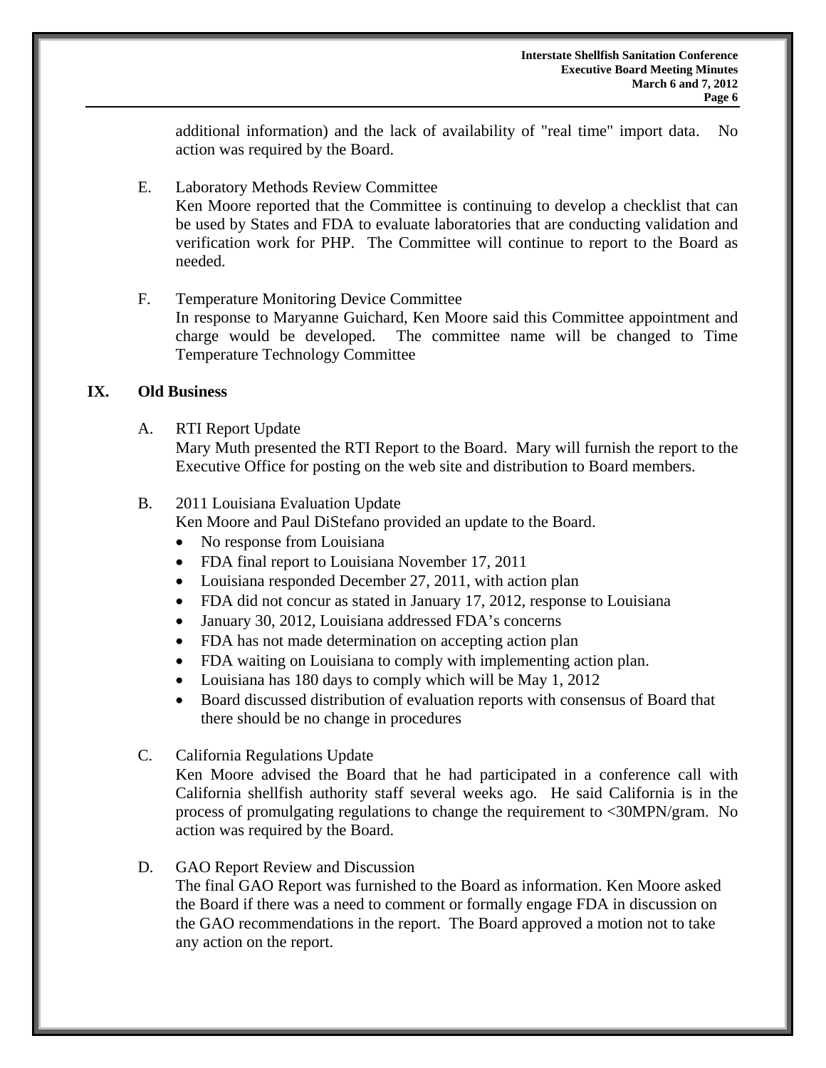additional information) and the lack of availability of "real time" import data. No action was required by the Board.

E. Laboratory Methods Review Committee
Ken Moore reported that the Committee is continuing to develop a checklist that can be used by States and FDA to evaluate laboratories that are conducting validation and verification work for PHP. The Committee will continue to report to the Board as needed.

F. Temperature Monitoring Device Committee
In response to Maryanne Guichard, Ken Moore said this Committee appointment and charge would be developed. The committee name will be changed to Time Temperature Technology Committee

## IX. Old Business

A. RTI Report Update
Mary Muth presented the RTI Report to the Board. Mary will furnish the report to the Executive Office for posting on the web site and distribution to Board members.

B. 2011 Louisiana Evaluation Update
Ken Moore and Paul DiStefano provided an update to the Board.

- No response from Louisiana
- FDA final report to Louisiana November 17, 2011
- Louisiana responded December 27, 2011, with action plan
- FDA did not concur as stated in January 17, 2012, response to Louisiana
- January 30, 2012, Louisiana addressed FDA's concerns
- FDA has not made determination on accepting action plan
- FDA waiting on Louisiana to comply with implementing action plan.
- Louisiana has 180 days to comply which will be May 1, 2012
- Board discussed distribution of evaluation reports with consensus of Board that there should be no change in procedures

C. California Regulations Update
Ken Moore advised the Board that he had participated in a conference call with California shellfish authority staff several weeks ago. He said California is in the process of promulgating regulations to change the requirement to <30MPN/gram. No action was required by the Board.

D. GAO Report Review and Discussion
The final GAO Report was furnished to the Board as information. Ken Moore asked the Board if there was a need to comment or formally engage FDA in discussion on the GAO recommendations in the report. The Board approved a motion not to take any action on the report.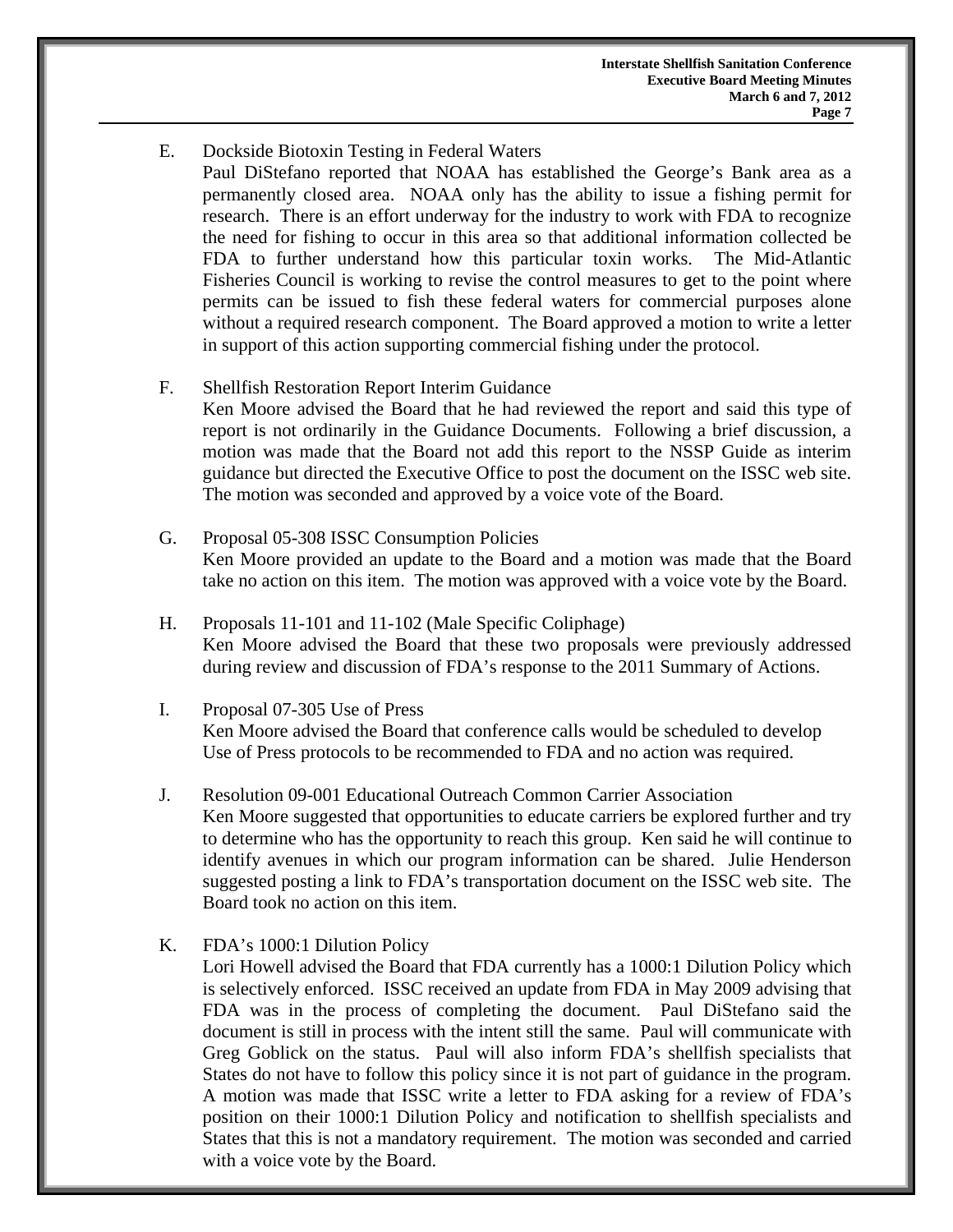E. Dockside Biotoxin Testing in Federal Waters

Paul DiStefano reported that NOAA has established the George's Bank area as a permanently closed area. NOAA only has the ability to issue a fishing permit for research. There is an effort underway for the industry to work with FDA to recognize the need for fishing to occur in this area so that additional information collected be FDA to further understand how this particular toxin works. The Mid-Atlantic Fisheries Council is working to revise the control measures to get to the point where permits can be issued to fish these federal waters for commercial purposes alone without a required research component. The Board approved a motion to write a letter in support of this action supporting commercial fishing under the protocol.

F. Shellfish Restoration Report Interim Guidance

Ken Moore advised the Board that he had reviewed the report and said this type of report is not ordinarily in the Guidance Documents. Following a brief discussion, a motion was made that the Board not add this report to the NSSP Guide as interim guidance but directed the Executive Office to post the document on the ISSC web site. The motion was seconded and approved by a voice vote of the Board.

G. Proposal 05-308 ISSC Consumption Policies

Ken Moore provided an update to the Board and a motion was made that the Board take no action on this item. The motion was approved with a voice vote by the Board.

H. Proposals 11-101 and 11-102 (Male Specific Coliphage)

Ken Moore advised the Board that these two proposals were previously addressed during review and discussion of FDA's response to the 2011 Summary of Actions.

I. Proposal 07-305 Use of Press

Ken Moore advised the Board that conference calls would be scheduled to develop Use of Press protocols to be recommended to FDA and no action was required.

J. Resolution 09-001 Educational Outreach Common Carrier Association

Ken Moore suggested that opportunities to educate carriers be explored further and try to determine who has the opportunity to reach this group. Ken said he will continue to identify avenues in which our program information can be shared. Julie Henderson suggested posting a link to FDA's transportation document on the ISSC web site. The Board took no action on this item.

K. FDA's 1000:1 Dilution Policy

Lori Howell advised the Board that FDA currently has a 1000:1 Dilution Policy which is selectively enforced. ISSC received an update from FDA in May 2009 advising that FDA was in the process of completing the document. Paul DiStefano said the document is still in process with the intent still the same. Paul will communicate with Greg Goblick on the status. Paul will also inform FDA's shellfish specialists that States do not have to follow this policy since it is not part of guidance in the program. A motion was made that ISSC write a letter to FDA asking for a review of FDA's position on their 1000:1 Dilution Policy and notification to shellfish specialists and States that this is not a mandatory requirement. The motion was seconded and carried with a voice vote by the Board.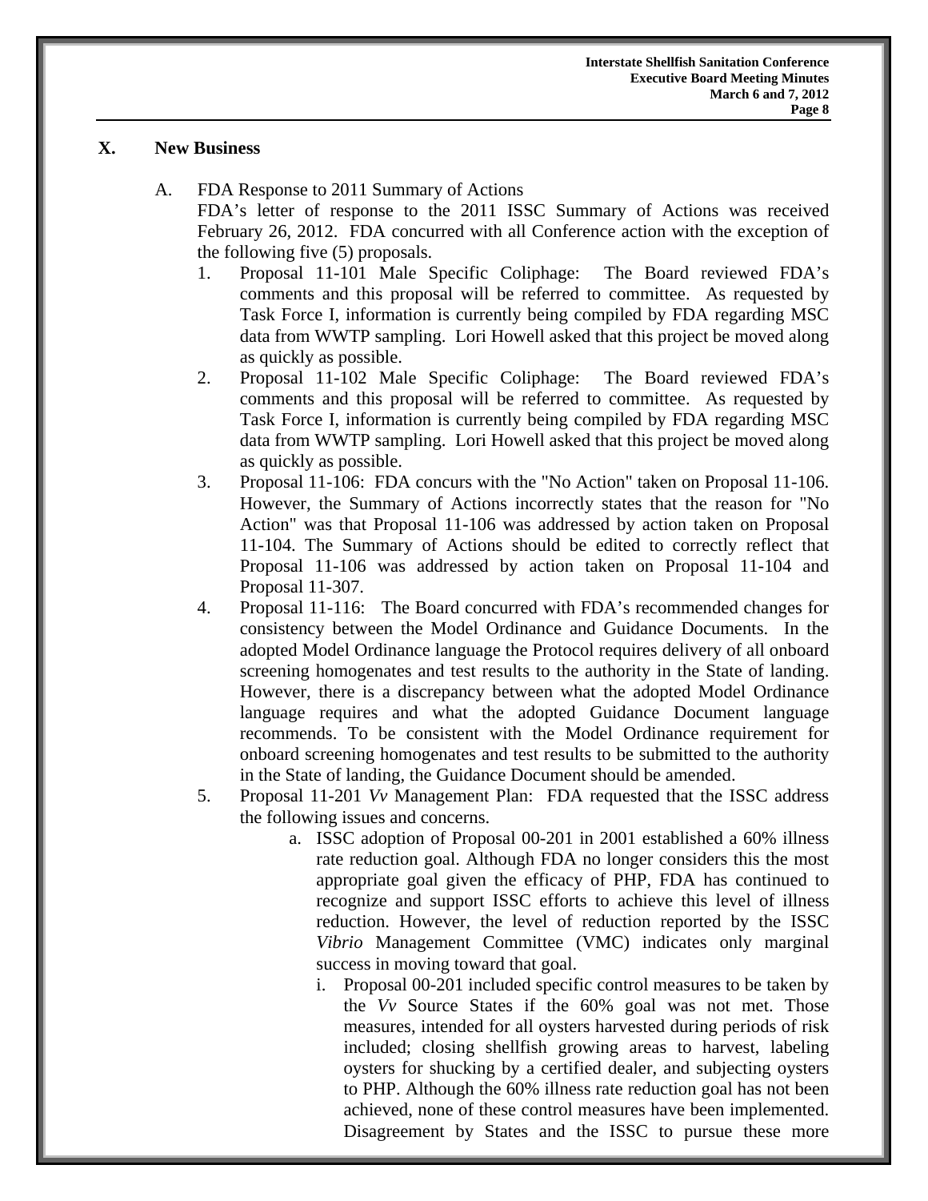## X. New Business

A. FDA Response to 2011 Summary of Actions

FDA's letter of response to the 2011 ISSC Summary of Actions was received February 26, 2012. FDA concurred with all Conference action with the exception of the following five (5) proposals.

1. Proposal 11-101 Male Specific Coliphage: The Board reviewed FDA's comments and this proposal will be referred to committee. As requested by Task Force I, information is currently being compiled by FDA regarding MSC data from WWTP sampling. Lori Howell asked that this project be moved along as quickly as possible.
2. Proposal 11-102 Male Specific Coliphage: The Board reviewed FDA's comments and this proposal will be referred to committee. As requested by Task Force I, information is currently being compiled by FDA regarding MSC data from WWTP sampling. Lori Howell asked that this project be moved along as quickly as possible.
3. Proposal 11-106: FDA concurs with the "No Action" taken on Proposal 11-106. However, the Summary of Actions incorrectly states that the reason for "No Action" was that Proposal 11-106 was addressed by action taken on Proposal 11-104. The Summary of Actions should be edited to correctly reflect that Proposal 11-106 was addressed by action taken on Proposal 11-104 and Proposal 11-307.
4. Proposal 11-116: The Board concurred with FDA's recommended changes for consistency between the Model Ordinance and Guidance Documents. In the adopted Model Ordinance language the Protocol requires delivery of all onboard screening homogenates and test results to the authority in the State of landing. However, there is a discrepancy between what the adopted Model Ordinance language requires and what the adopted Guidance Document language recommends. To be consistent with the Model Ordinance requirement for onboard screening homogenates and test results to be submitted to the authority in the State of landing, the Guidance Document should be amended.
5. Proposal 11-201 *Vv* Management Plan: FDA requested that the ISSC address the following issues and concerns.
   a. ISSC adoption of Proposal 00-201 in 2001 established a 60% illness rate reduction goal. Although FDA no longer considers this the most appropriate goal given the efficacy of PHP, FDA has continued to recognize and support ISSC efforts to achieve this level of illness reduction. However, the level of reduction reported by the ISSC *Vibrio* Management Committee (VMC) indicates only marginal success in moving toward that goal.
      i. Proposal 00-201 included specific control measures to be taken by the *Vv* Source States if the 60% goal was not met. Those measures, intended for all oysters harvested during periods of risk included; closing shellfish growing areas to harvest, labeling oysters for shucking by a certified dealer, and subjecting oysters to PHP. Although the 60% illness rate reduction goal has not been achieved, none of these control measures have been implemented. Disagreement by States and the ISSC to pursue these more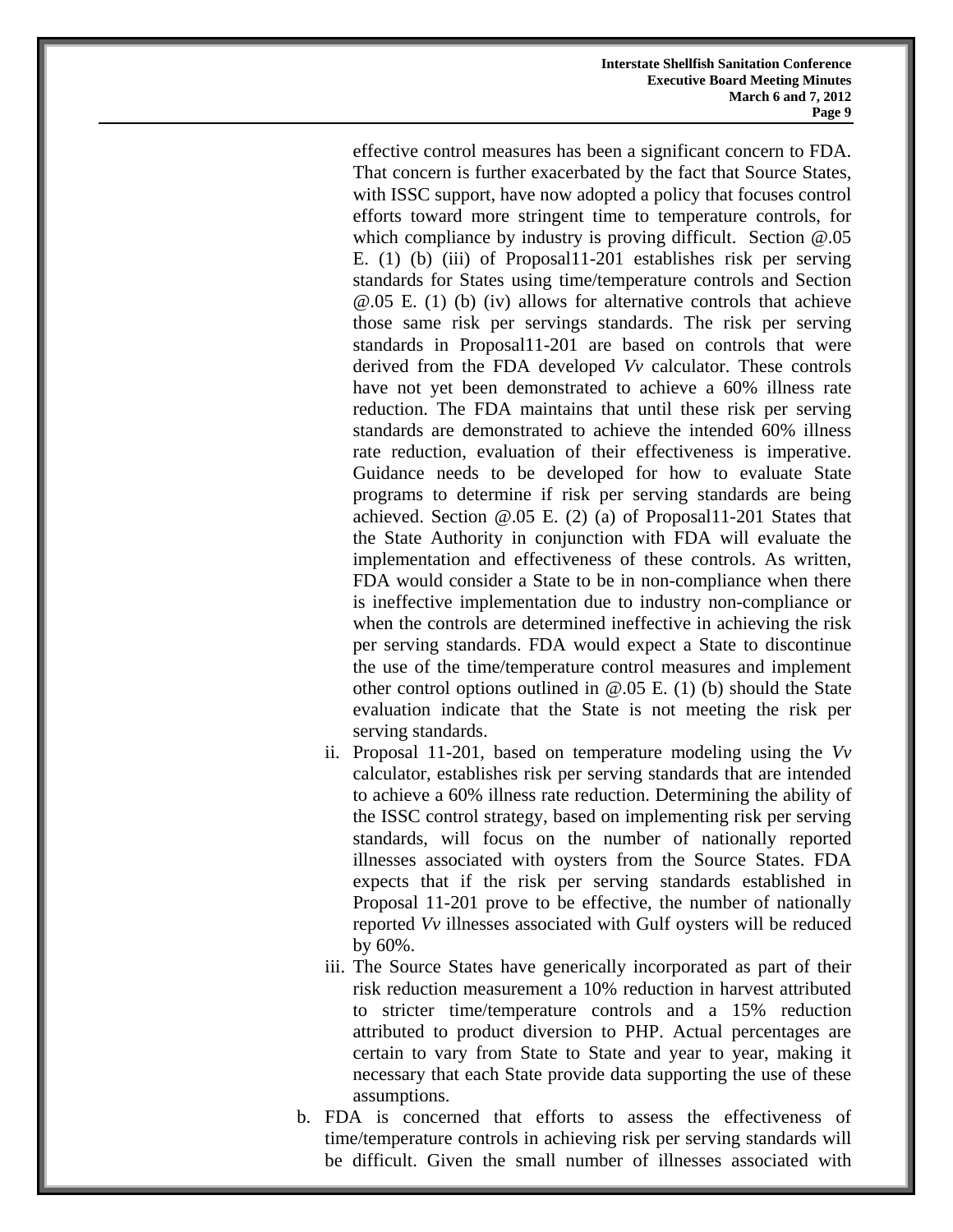effective control measures has been a significant concern to FDA. That concern is further exacerbated by the fact that Source States, with ISSC support, have now adopted a policy that focuses control efforts toward more stringent time to temperature controls, for which compliance by industry is proving difficult. Section @.05 E. (1) (b) (iii) of Proposal11-201 establishes risk per serving standards for States using time/temperature controls and Section @.05 E. (1) (b) (iv) allows for alternative controls that achieve those same risk per servings standards. The risk per serving standards in Proposal11-201 are based on controls that were derived from the FDA developed *Vv* calculator. These controls have not yet been demonstrated to achieve a 60% illness rate reduction. The FDA maintains that until these risk per serving standards are demonstrated to achieve the intended 60% illness rate reduction, evaluation of their effectiveness is imperative. Guidance needs to be developed for how to evaluate State programs to determine if risk per serving standards are being achieved. Section @.05 E. (2) (a) of Proposal11-201 States that the State Authority in conjunction with FDA will evaluate the implementation and effectiveness of these controls. As written, FDA would consider a State to be in non-compliance when there is ineffective implementation due to industry non-compliance or when the controls are determined ineffective in achieving the risk per serving standards. FDA would expect a State to discontinue the use of the time/temperature control measures and implement other control options outlined in @.05 E. (1) (b) should the State evaluation indicate that the State is not meeting the risk per serving standards.

ii. Proposal 11-201, based on temperature modeling using the *Vv* calculator, establishes risk per serving standards that are intended to achieve a 60% illness rate reduction. Determining the ability of the ISSC control strategy, based on implementing risk per serving standards, will focus on the number of nationally reported illnesses associated with oysters from the Source States. FDA expects that if the risk per serving standards established in Proposal 11-201 prove to be effective, the number of nationally reported *Vv* illnesses associated with Gulf oysters will be reduced by 60%.

iii. The Source States have generically incorporated as part of their risk reduction measurement a 10% reduction in harvest attributed to stricter time/temperature controls and a 15% reduction attributed to product diversion to PHP. Actual percentages are certain to vary from State to State and year to year, making it necessary that each State provide data supporting the use of these assumptions.

b. FDA is concerned that efforts to assess the effectiveness of time/temperature controls in achieving risk per serving standards will be difficult. Given the small number of illnesses associated with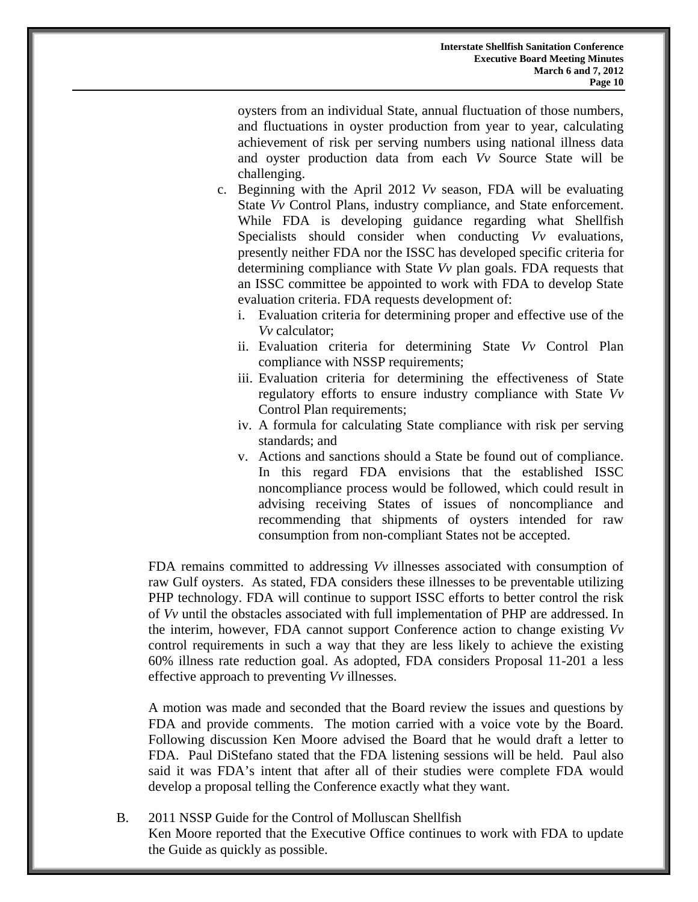oysters from an individual State, annual fluctuation of those numbers, and fluctuations in oyster production from year to year, calculating achievement of risk per serving numbers using national illness data and oyster production data from each *Vv* Source State will be challenging.

c. Beginning with the April 2012 *Vv* season, FDA will be evaluating State *Vv* Control Plans, industry compliance, and State enforcement. While FDA is developing guidance regarding what Shellfish Specialists should consider when conducting *Vv* evaluations, presently neither FDA nor the ISSC has developed specific criteria for determining compliance with State *Vv* plan goals. FDA requests that an ISSC committee be appointed to work with FDA to develop State evaluation criteria. FDA requests development of:
   i. Evaluation criteria for determining proper and effective use of the *Vv* calculator;
   ii. Evaluation criteria for determining State *Vv* Control Plan compliance with NSSP requirements;
   iii. Evaluation criteria for determining the effectiveness of State regulatory efforts to ensure industry compliance with State *Vv* Control Plan requirements;
   iv. A formula for calculating State compliance with risk per serving standards; and
   v. Actions and sanctions should a State be found out of compliance. In this regard FDA envisions that the established ISSC noncompliance process would be followed, which could result in advising receiving States of issues of noncompliance and recommending that shipments of oysters intended for raw consumption from non-compliant States not be accepted.

FDA remains committed to addressing *Vv* illnesses associated with consumption of raw Gulf oysters. As stated, FDA considers these illnesses to be preventable utilizing PHP technology. FDA will continue to support ISSC efforts to better control the risk of *Vv* until the obstacles associated with full implementation of PHP are addressed. In the interim, however, FDA cannot support Conference action to change existing *Vv* control requirements in such a way that they are less likely to achieve the existing 60% illness rate reduction goal. As adopted, FDA considers Proposal 11-201 a less effective approach to preventing *Vv* illnesses.

A motion was made and seconded that the Board review the issues and questions by FDA and provide comments. The motion carried with a voice vote by the Board. Following discussion Ken Moore advised the Board that he would draft a letter to FDA. Paul DiStefano stated that the FDA listening sessions will be held. Paul also said it was FDA's intent that after all of their studies were complete FDA would develop a proposal telling the Conference exactly what they want.

B. 2011 NSSP Guide for the Control of Molluscan Shellfish

Ken Moore reported that the Executive Office continues to work with FDA to update the Guide as quickly as possible.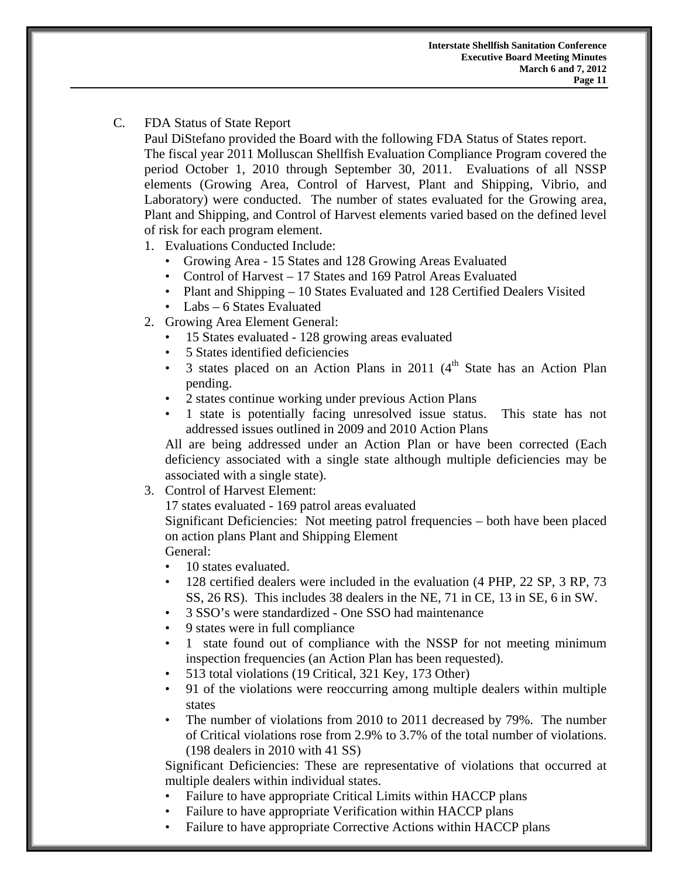C. FDA Status of State Report

Paul DiStefano provided the Board with the following FDA Status of States report. The fiscal year 2011 Molluscan Shellfish Evaluation Compliance Program covered the period October 1, 2010 through September 30, 2011. Evaluations of all NSSP elements (Growing Area, Control of Harvest, Plant and Shipping, Vibrio, and Laboratory) were conducted. The number of states evaluated for the Growing area, Plant and Shipping, and Control of Harvest elements varied based on the defined level of risk for each program element.

1. Evaluations Conducted Include:
   - Growing Area - 15 States and 128 Growing Areas Evaluated
   - Control of Harvest – 17 States and 169 Patrol Areas Evaluated
   - Plant and Shipping – 10 States Evaluated and 128 Certified Dealers Visited
   - Labs – 6 States Evaluated
2. Growing Area Element General:
   - 15 States evaluated - 128 growing areas evaluated
   - 5 States identified deficiencies
   - 3 states placed on an Action Plans in 2011 (4th State has an Action Plan pending.
   - 2 states continue working under previous Action Plans
   - 1 state is potentially facing unresolved issue status. This state has not addressed issues outlined in 2009 and 2010 Action Plans

   All are being addressed under an Action Plan or have been corrected (Each deficiency associated with a single state although multiple deficiencies may be associated with a single state).
3. Control of Harvest Element:

   17 states evaluated - 169 patrol areas evaluated

   Significant Deficiencies: Not meeting patrol frequencies – both have been placed on action plans Plant and Shipping Element

   General:
   - 10 states evaluated.
   - 128 certified dealers were included in the evaluation (4 PHP, 22 SP, 3 RP, 73 SS, 26 RS). This includes 38 dealers in the NE, 71 in CE, 13 in SE, 6 in SW.
   - 3 SSO's were standardized - One SSO had maintenance
   - 9 states were in full compliance
   - 1 state found out of compliance with the NSSP for not meeting minimum inspection frequencies (an Action Plan has been requested).
   - 513 total violations (19 Critical, 321 Key, 173 Other)
   - 91 of the violations were reoccurring among multiple dealers within multiple states
   - The number of violations from 2010 to 2011 decreased by 79%. The number of Critical violations rose from 2.9% to 3.7% of the total number of violations. (198 dealers in 2010 with 41 SS)

   Significant Deficiencies: These are representative of violations that occurred at multiple dealers within individual states.
   - Failure to have appropriate Critical Limits within HACCP plans
   - Failure to have appropriate Verification within HACCP plans
   - Failure to have appropriate Corrective Actions within HACCP plans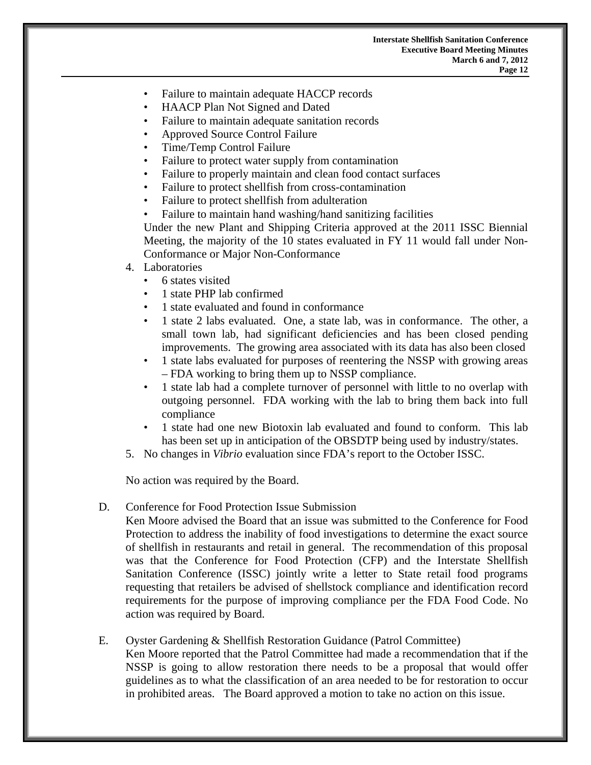- Failure to maintain adequate HACCP records
- HAACP Plan Not Signed and Dated
- Failure to maintain adequate sanitation records
- Approved Source Control Failure
- Time/Temp Control Failure
- Failure to protect water supply from contamination
- Failure to properly maintain and clean food contact surfaces
- Failure to protect shellfish from cross-contamination
- Failure to protect shellfish from adulteration
- Failure to maintain hand washing/hand sanitizing facilities

Under the new Plant and Shipping Criteria approved at the 2011 ISSC Biennial Meeting, the majority of the 10 states evaluated in FY 11 would fall under Non-Conformance or Major Non-Conformance

4. Laboratories
   - 6 states visited
   - 1 state PHP lab confirmed
   - 1 state evaluated and found in conformance
   - 1 state 2 labs evaluated. One, a state lab, was in conformance. The other, a small town lab, had significant deficiencies and has been closed pending improvements. The growing area associated with its data has also been closed
   - 1 state labs evaluated for purposes of reentering the NSSP with growing areas – FDA working to bring them up to NSSP compliance.
   - 1 state lab had a complete turnover of personnel with little to no overlap with outgoing personnel. FDA working with the lab to bring them back into full compliance
   - 1 state had one new Biotoxin lab evaluated and found to conform. This lab has been set up in anticipation of the OBSDTP being used by industry/states.
5. No changes in *Vibrio* evaluation since FDA's report to the October ISSC.

No action was required by the Board.

D. Conference for Food Protection Issue Submission

Ken Moore advised the Board that an issue was submitted to the Conference for Food Protection to address the inability of food investigations to determine the exact source of shellfish in restaurants and retail in general. The recommendation of this proposal was that the Conference for Food Protection (CFP) and the Interstate Shellfish Sanitation Conference (ISSC) jointly write a letter to State retail food programs requesting that retailers be advised of shellstock compliance and identification record requirements for the purpose of improving compliance per the FDA Food Code. No action was required by Board.

E. Oyster Gardening & Shellfish Restoration Guidance (Patrol Committee)

Ken Moore reported that the Patrol Committee had made a recommendation that if the NSSP is going to allow restoration there needs to be a proposal that would offer guidelines as to what the classification of an area needed to be for restoration to occur in prohibited areas. The Board approved a motion to take no action on this issue.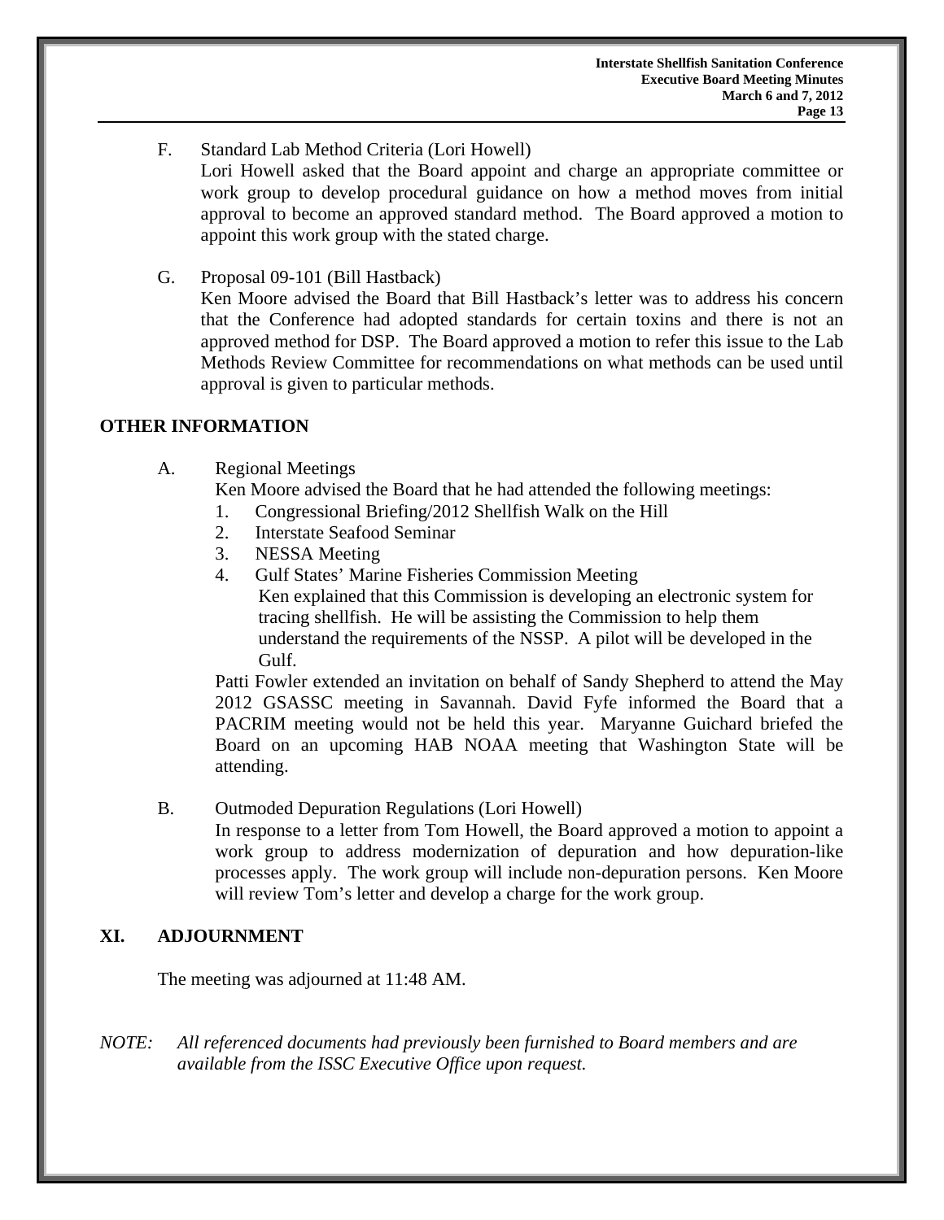F. Standard Lab Method Criteria (Lori Howell)
Lori Howell asked that the Board appoint and charge an appropriate committee or work group to develop procedural guidance on how a method moves from initial approval to become an approved standard method. The Board approved a motion to appoint this work group with the stated charge.

G. Proposal 09-101 (Bill Hastback)
Ken Moore advised the Board that Bill Hastback's letter was to address his concern that the Conference had adopted standards for certain toxins and there is not an approved method for DSP. The Board approved a motion to refer this issue to the Lab Methods Review Committee for recommendations on what methods can be used until approval is given to particular methods.

## OTHER INFORMATION

A. Regional Meetings
Ken Moore advised the Board that he had attended the following meetings:

1. Congressional Briefing/2012 Shellfish Walk on the Hill
2. Interstate Seafood Seminar
3. NESSA Meeting
4. Gulf States' Marine Fisheries Commission Meeting
   Ken explained that this Commission is developing an electronic system for tracing shellfish. He will be assisting the Commission to help them understand the requirements of the NSSP. A pilot will be developed in the Gulf.

Patti Fowler extended an invitation on behalf of Sandy Shepherd to attend the May 2012 GSASSC meeting in Savannah. David Fyfe informed the Board that a PACRIM meeting would not be held this year. Maryanne Guichard briefed the Board on an upcoming HAB NOAA meeting that Washington State will be attending.

B. Outmoded Depuration Regulations (Lori Howell)
In response to a letter from Tom Howell, the Board approved a motion to appoint a work group to address modernization of depuration and how depuration-like processes apply. The work group will include non-depuration persons. Ken Moore will review Tom's letter and develop a charge for the work group.

## XI. ADJOURNMENT

The meeting was adjourned at 11:48 AM.

*NOTE: All referenced documents had previously been furnished to Board members and are available from the ISSC Executive Office upon request.*